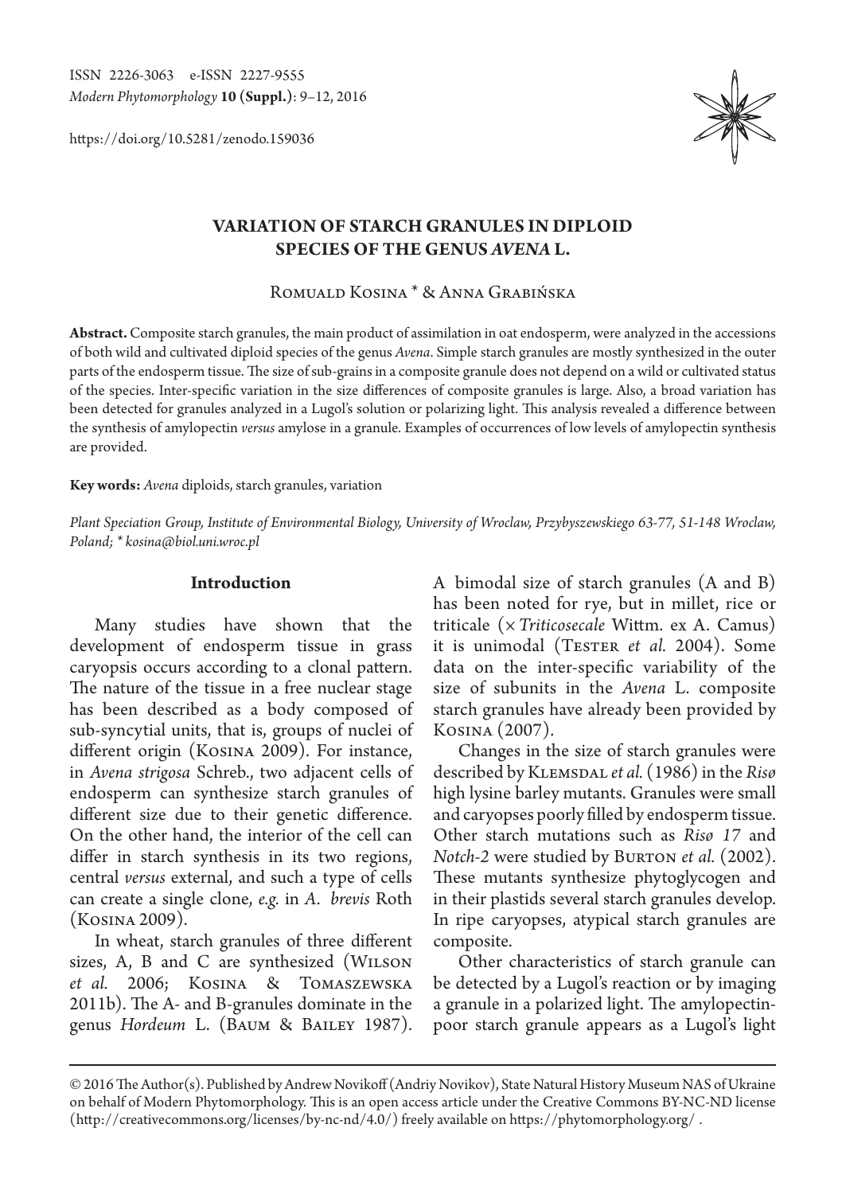# VARIATION OF STARCH GRANULES IN DIPLOID SPECIES OF THE GENUS *AVENA* L.

Romuald Kosina * & Anna Grabińska

**Abstract.** Composite starch granules, the main product of assimilation in oat endosperm, were analyzed in the accessions of both wild and cultivated diploid species of the genus *Avena*. Simple starch granules are mostly synthesized in the outer parts of the endosperm tissue. The size of sub-grains in a composite granule does not depend on a wild or cultivated status of the species. Inter-specific variation in the size differences of composite granules is large. Also, a broad variation has been detected for granules analyzed in a Lugol's solution or polarizing light. This analysis revealed a difference between the synthesis of amylopectin *versus* amylose in a granule. Examples of occurrences of low levels of amylopectin synthesis are provided.

**Key words:** *Avena* diploids, starch granules, variation

*Plant Speciation Group, Institute of Environmental Biology, University of Wroclaw, Przybyszewskiego 63-77, 51-148 Wroclaw, Poland; * kosina@biol.uni.wroc.pl*

## Introduction

Many studies have shown that the development of endosperm tissue in grass caryopsis occurs according to a clonal pattern. The nature of the tissue in a free nuclear stage has been described as a body composed of sub-syncytial units, that is, groups of nuclei of different origin (Kosina 2009). For instance, in *Avena strigosa* Schreb., two adjacent cells of endosperm can synthesize starch granules of different size due to their genetic difference. On the other hand, the interior of the cell can differ in starch synthesis in its two regions, central *versus* external, and such a type of cells can create a single clone, *e.g.* in *A. brevis* Roth (Kosina 2009).

In wheat, starch granules of three different sizes, A, B and C are synthesized (Wilson *et al.* 2006; Kosina & Tomaszewska 2011b). The A- and B-granules dominate in the genus *Hordeum* L. (Baum & Bailey 1987). A bimodal size of starch granules (A and B) has been noted for rye, but in millet, rice or triticale (× *Triticosecale* Wittm. ex A. Camus) it is unimodal (Tester *et al.* 2004). Some data on the inter-specific variability of the size of subunits in the *Avena* L. composite starch granules have already been provided by Kosina (2007).

Changes in the size of starch granules were described by Klemsdal *et al.* (1986) in the *Risø* high lysine barley mutants. Granules were small and caryopses poorly filled by endosperm tissue. Other starch mutations such as *Risø 17* and *Notch-2* were studied by Burton *et al.* (2002). These mutants synthesize phytoglycogen and in their plastids several starch granules develop. In ripe caryopses, atypical starch granules are composite.

Other characteristics of starch granule can be detected by a Lugol's reaction or by imaging a granule in a polarized light. The amylopectin-poor starch granule appears as a Lugol's light

© 2016 The Author(s). Published by Andrew Novikoff (Andriy Novikov), State Natural History Museum NAS of Ukraine on behalf of Modern Phytomorphology. This is an open access article under the Creative Commons BY-NC-ND license (http://creativecommons.org/licenses/by-nc-nd/4.0/) freely available on https://phytomorphology.org/ .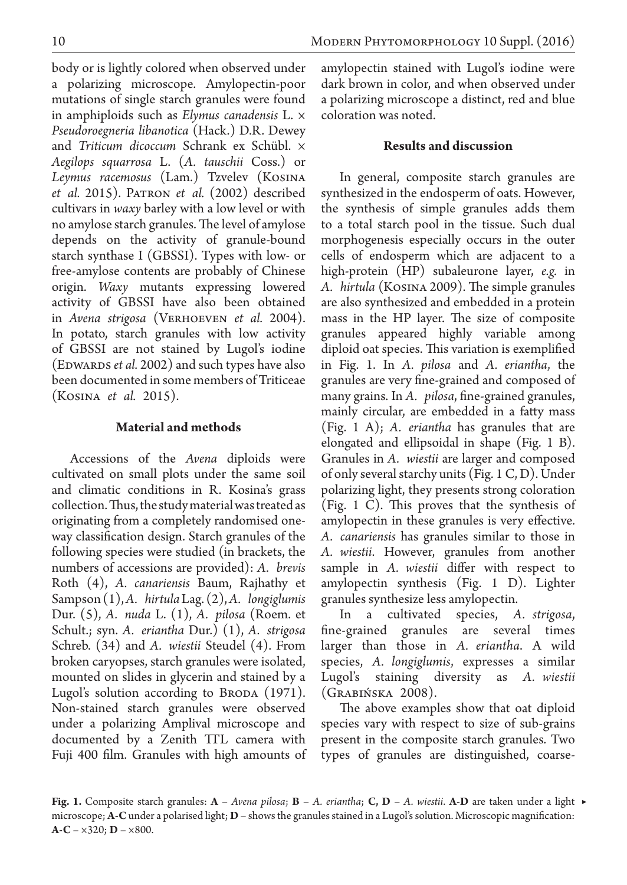body or is lightly colored when observed under a polarizing microscope. Amylopectin-poor mutations of single starch granules were found in amphiploids such as *Elymus canadensis* L. × *Pseudoroegneria libanotica* (Hack.) D.R. Dewey and *Triticum dicoccum* Schrank ex Schübl. × *Aegilops squarrosa* L. (*A. tauschii* Coss.) or *Leymus racemosus* (Lam.) Tzvelev (Kosina *et al.* 2015). Patron *et al.* (2002) described cultivars in *waxy* barley with a low level or with no amylose starch granules. The level of amylose depends on the activity of granule-bound starch synthase I (GBSSI). Types with low- or free-amylose contents are probably of Chinese origin. *Waxy* mutants expressing lowered activity of GBSSI have also been obtained in *Avena strigosa* (Verhoeven *et al.* 2004). In potato, starch granules with low activity of GBSSI are not stained by Lugol's iodine (Edwards *et al.* 2002) and such types have also been documented in some members of Triticeae (Kosina *et al.* 2015).

## Material and methods

Accessions of the *Avena* diploids were cultivated on small plots under the same soil and climatic conditions in R. Kosina's grass collection. Thus, the study material was treated as originating from a completely randomised one-way classification design. Starch granules of the following species were studied (in brackets, the numbers of accessions are provided): *A. brevis* Roth (4), *A. canariensis* Baum, Rajhathy et Sampson (1), *A. hirtula* Lag. (2), *A. longiglumis* Dur. (5), *A. nuda* L. (1), *A. pilosa* (Roem. et Schult.; syn. *A. eriantha* Dur.) (1), *A. strigosa* Schreb. (34) and *A. wiestii* Steudel (4). From broken caryopses, starch granules were isolated, mounted on slides in glycerin and stained by a Lugol's solution according to Broda (1971). Non-stained starch granules were observed under a polarizing Amplival microscope and documented by a Zenith TTL camera with Fuji 400 film. Granules with high amounts of amylopectin stained with Lugol's iodine were dark brown in color, and when observed under a polarizing microscope a distinct, red and blue coloration was noted.

## Results and discussion

In general, composite starch granules are synthesized in the endosperm of oats. However, the synthesis of simple granules adds them to a total starch pool in the tissue. Such dual morphogenesis especially occurs in the outer cells of endosperm which are adjacent to a high-protein (HP) subaleurone layer, *e.g.* in *A. hirtula* (Kosina 2009). The simple granules are also synthesized and embedded in a protein mass in the HP layer. The size of composite granules appeared highly variable among diploid oat species. This variation is exemplified in Fig. 1. In *A. pilosa* and *A. eriantha*, the granules are very fine-grained and composed of many grains. In *A. pilosa*, fine-grained granules, mainly circular, are embedded in a fatty mass (Fig. 1 A); *A. eriantha* has granules that are elongated and ellipsoidal in shape (Fig. 1 B). Granules in *A. wiestii* are larger and composed of only several starchy units (Fig. 1 C, D). Under polarizing light, they presents strong coloration (Fig. 1 C). This proves that the synthesis of amylopectin in these granules is very effective. *A. canariensis* has granules similar to those in *A. wiestii*. However, granules from another sample in *A. wiestii* differ with respect to amylopectin synthesis (Fig. 1 D). Lighter granules synthesize less amylopectin.

In a cultivated species, *A. strigosa*, fine-grained granules are several times larger than those in *A. eriantha*. A wild species, *A. longiglumis*, expresses a similar Lugol's staining diversity as *A. wiestii* (Grabińska 2008).

The above examples show that oat diploid species vary with respect to size of sub-grains present in the composite starch granules. Two types of granules are distinguished, coarse-

**Fig. 1.** Composite starch granules: **A** – *Avena pilosa*; **B** – *A. eriantha*; **C, D** – *A. wiestii*. **A-D** are taken under a light microscope; **A-C** under a polarised light; **D** – shows the granules stained in a Lugol's solution. Microscopic magnification: **A-C** – ×320; **D** – ×800.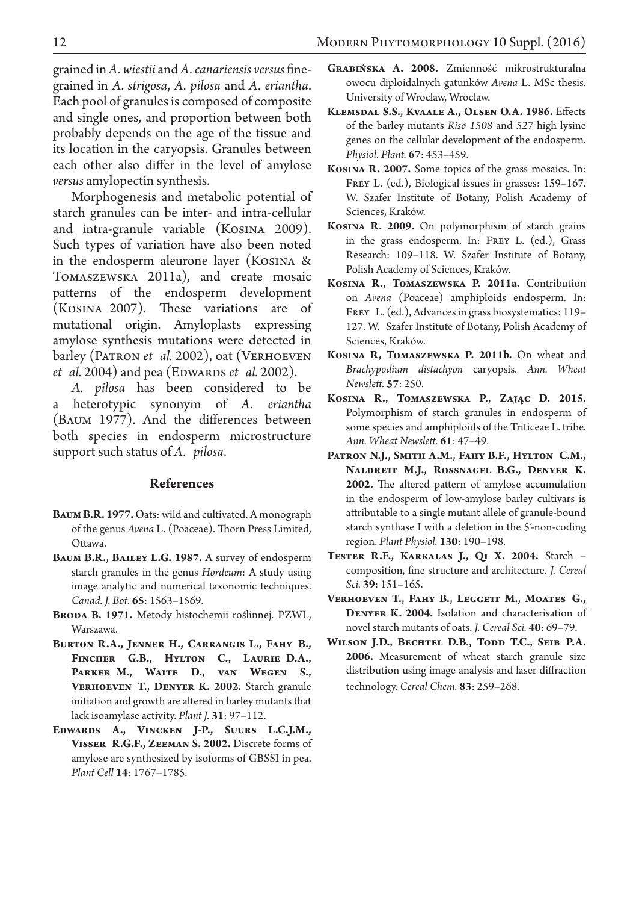grained in *A. wiestii* and *A. canariensis versus* fine-grained in *A. strigosa*, *A. pilosa* and *A. eriantha*. Each pool of granules is composed of composite and single ones, and proportion between both probably depends on the age of the tissue and its location in the caryopsis. Granules between each other also differ in the level of amylose *versus* amylopectin synthesis.

Morphogenesis and metabolic potential of starch granules can be inter- and intra-cellular and intra-granule variable (Kosina 2009). Such types of variation have also been noted in the endosperm aleurone layer (Kosina & Tomaszewska 2011a), and create mosaic patterns of the endosperm development (Kosina 2007). These variations are of mutational origin. Amyloplasts expressing amylose synthesis mutations were detected in barley (Patron *et al.* 2002), oat (Verhoeven *et al.* 2004) and pea (Edwards *et al.* 2002).

*A. pilosa* has been considered to be a heterotypic synonym of *A. eriantha* (Baum 1977). And the differences between both species in endosperm microstructure support such status of *A. pilosa*.

## References

**Baum B.R. 1977.** Oats: wild and cultivated. A monograph of the genus *Avena* L. (Poaceae). Thorn Press Limited, Ottawa.

**Baum B.R., Bailey L.G. 1987.** A survey of endosperm starch granules in the genus *Hordeum*: A study using image analytic and numerical taxonomic techniques. *Canad. J. Bot.* **65**: 1563–1569.

**Broda B. 1971.** Metody histochemii roślinnej. PZWL, Warszawa.

**Burton R.A., Jenner H., Carrangis L., Fahy B., Fincher G.B., Hylton C., Laurie D.A., Parker M., Waite D., van Wegen S., Verhoeven T., Denyer K. 2002.** Starch granule initiation and growth are altered in barley mutants that lack isoamylase activity. *Plant J.* **31**: 97–112.

**Edwards A., Vincken J-P., Suurs L.C.J.M., Visser R.G.F., Zeeman S. 2002.** Discrete forms of amylose are synthesized by isoforms of GBSSI in pea. *Plant Cell* **14**: 1767–1785.

**Grabińska A. 2008.** Zmienność mikrostrukturalna owocu diploidalnych gatunków *Avena* L. MSc thesis. University of Wroclaw, Wroclaw.

**Klemsdal S.S., Kvaale A., Olsen O.A. 1986.** Effects of the barley mutants *Risø 1508* and *527* high lysine genes on the cellular development of the endosperm. *Physiol. Plant.* **67**: 453–459.

**Kosina R. 2007.** Some topics of the grass mosaics. In: Frey L. (ed.), Biological issues in grasses: 159–167. W. Szafer Institute of Botany, Polish Academy of Sciences, Kraków.

**Kosina R. 2009.** On polymorphism of starch grains in the grass endosperm. In: Frey L. (ed.), Grass Research: 109–118. W. Szafer Institute of Botany, Polish Academy of Sciences, Kraków.

**Kosina R., Tomaszewska P. 2011a.** Contribution on *Avena* (Poaceae) amphiploids endosperm. In: Frey L. (ed.), Advances in grass biosystematics: 119–127. W. Szafer Institute of Botany, Polish Academy of Sciences, Kraków.

**Kosina R, Tomaszewska P. 2011b.** On wheat and *Brachypodium distachyon* caryopsis. *Ann. Wheat Newslett.* **57**: 250.

**Kosina R., Tomaszewska P., Zając D. 2015.** Polymorphism of starch granules in endosperm of some species and amphiploids of the Triticeae L. tribe. *Ann. Wheat Newslett.* **61**: 47–49.

**Patron N.J., Smith A.M., Fahy B.F., Hylton C.M., Naldrett M.J., Rossnagel B.G., Denyer K. 2002.** The altered pattern of amylose accumulation in the endosperm of low-amylose barley cultivars is attributable to a single mutant allele of granule-bound starch synthase I with a deletion in the 5'-non-coding region. *Plant Physiol.* **130**: 190–198.

**Tester R.F., Karkalas J., Qi X. 2004.** Starch – composition, fine structure and architecture. *J. Cereal Sci.* **39**: 151–165.

**Verhoeven T., Fahy B., Leggett M., Moates G., Denyer K. 2004.** Isolation and characterisation of novel starch mutants of oats. *J. Cereal Sci.* **40**: 69–79.

**Wilson J.D., Bechtel D.B., Todd T.C., Seib P.A. 2006.** Measurement of wheat starch granule size distribution using image analysis and laser diffraction technology. *Cereal Chem.* **83**: 259–268.